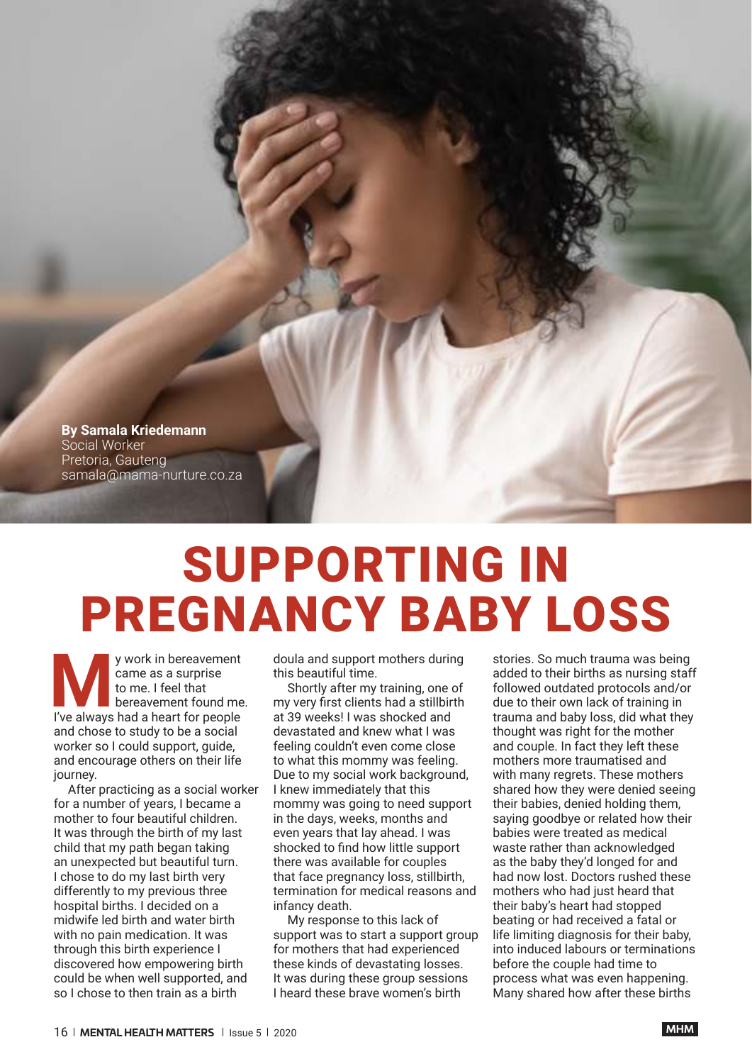By **Samala Kriedemann**
Social Worker
Pretoria, Gauteng
samala@mama-nurture.co.za

# SUPPORTING IN PREGNANCY BABY LOSS

My work in bereavement came as a surprise to me. I feel that bereavement found me. I've always had a heart for people and chose to study to be a social worker so I could support, guide, and encourage others on their life journey.

After practicing as a social worker for a number of years, I became a mother to four beautiful children. It was through the birth of my last child that my path began taking an unexpected but beautiful turn. I chose to do my last birth very differently to my previous three hospital births. I decided on a midwife led birth and water birth with no pain medication. It was through this birth experience I discovered how empowering birth could be when well supported, and so I chose to then train as a birth doula and support mothers during this beautiful time.

Shortly after my training, one of my very first clients had a stillbirth at 39 weeks! I was shocked and devastated and knew what I was feeling couldn't even come close to what this mommy was feeling. Due to my social work background, I knew immediately that this mommy was going to need support in the days, weeks, months and even years that lay ahead. I was shocked to find how little support there was available for couples that face pregnancy loss, stillbirth, termination for medical reasons and infancy death.

My response to this lack of support was to start a support group for mothers that had experienced these kinds of devastating losses. It was during these group sessions I heard these brave women's birth stories. So much trauma was being added to their births as nursing staff followed outdated protocols and/or due to their own lack of training in trauma and baby loss, did what they thought was right for the mother and couple. In fact they left these mothers more traumatised and with many regrets. These mothers shared how they were denied seeing their babies, denied holding them, saying goodbye or related how their babies were treated as medical waste rather than acknowledged as the baby they'd longed for and had now lost. Doctors rushed these mothers who had just heard that their baby's heart had stopped beating or had received a fatal or life limiting diagnosis for their baby, into induced labours or terminations before the couple had time to process what was even happening. Many shared how after these births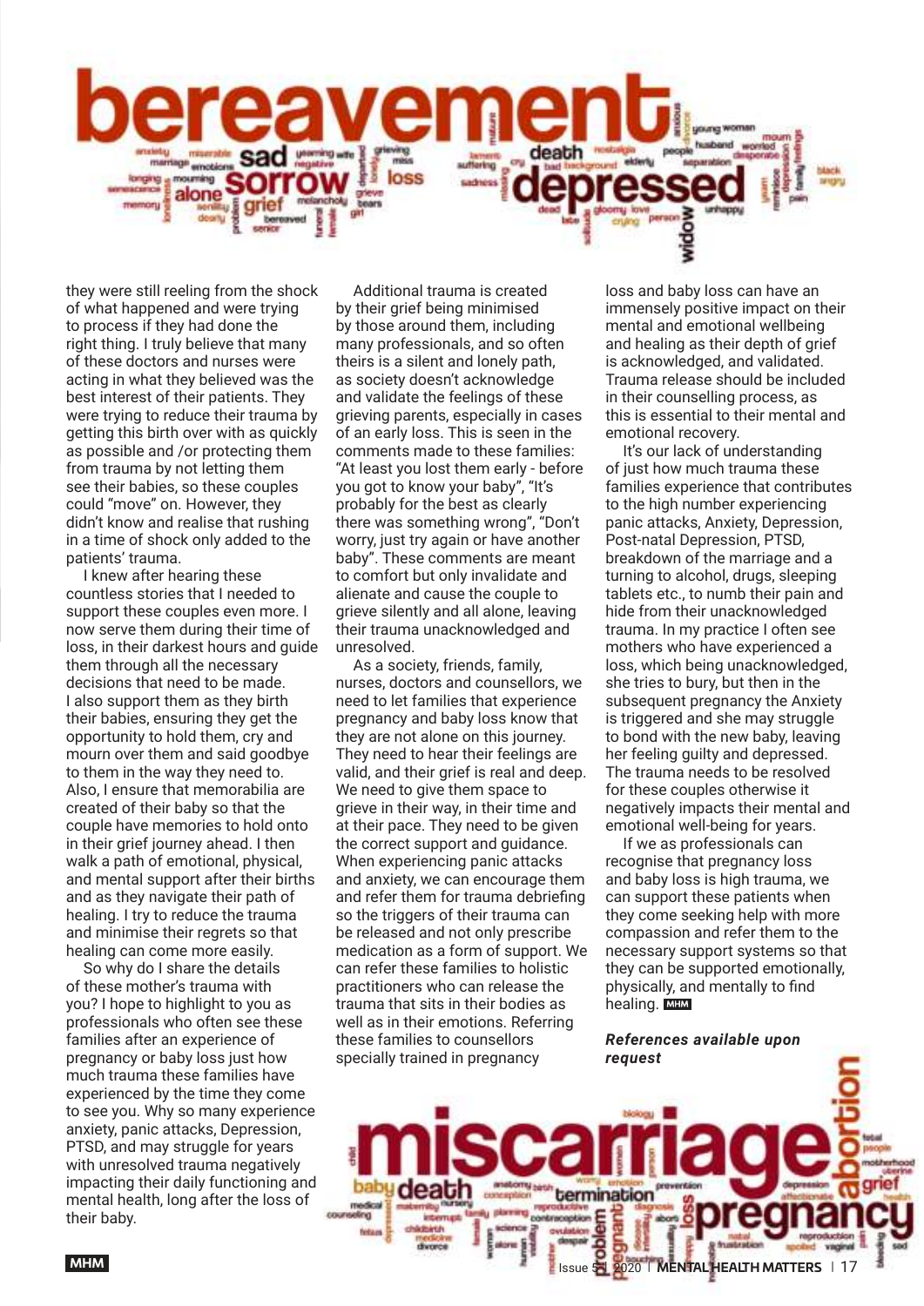they were still reeling from the shock of what happened and were trying to process if they had done the right thing. I truly believe that many of these doctors and nurses were acting in what they believed was the best interest of their patients. They were trying to reduce their trauma by getting this birth over with as quickly as possible and /or protecting them from trauma by not letting them see their babies, so these couples could "move" on. However, they didn't know and realise that rushing in a time of shock only added to the patients' trauma.

I knew after hearing these countless stories that I needed to support these couples even more. I now serve them during their time of loss, in their darkest hours and guide them through all the necessary decisions that need to be made. I also support them as they birth their babies, ensuring they get the opportunity to hold them, cry and mourn over them and said goodbye to them in the way they need to. Also, I ensure that memorabilia are created of their baby so that the couple have memories to hold onto in their grief journey ahead. I then walk a path of emotional, physical, and mental support after their births and as they navigate their path of healing. I try to reduce the trauma and minimise their regrets so that healing can come more easily.

So why do I share the details of these mother's trauma with you? I hope to highlight to you as professionals who often see these families after an experience of pregnancy or baby loss just how much trauma these families have experienced by the time they come to see you. Why so many experience anxiety, panic attacks, Depression, PTSD, and may struggle for years with unresolved trauma negatively impacting their daily functioning and mental health, long after the loss of their baby.

Additional trauma is created by their grief being minimised by those around them, including many professionals, and so often theirs is a silent and lonely path, as society doesn't acknowledge and validate the feelings of these grieving parents, especially in cases of an early loss. This is seen in the comments made to these families: "At least you lost them early - before you got to know your baby", "It's probably for the best as clearly there was something wrong", "Don't worry, just try again or have another baby". These comments are meant to comfort but only invalidate and alienate and cause the couple to grieve silently and all alone, leaving their trauma unacknowledged and unresolved.

As a society, friends, family, nurses, doctors and counsellors, we need to let families that experience pregnancy and baby loss know that they are not alone on this journey. They need to hear their feelings are valid, and their grief is real and deep. We need to give them space to grieve in their way, in their time and at their pace. They need to be given the correct support and guidance. When experiencing panic attacks and anxiety, we can encourage them and refer them for trauma debriefing so the triggers of their trauma can be released and not only prescribe medication as a form of support. We can refer these families to holistic practitioners who can release the trauma that sits in their bodies as well as in their emotions. Referring these families to counsellors specially trained in pregnancy loss and baby loss can have an immensely positive impact on their mental and emotional wellbeing and healing as their depth of grief is acknowledged, and validated. Trauma release should be included in their counselling process, as this is essential to their mental and emotional recovery.

It's our lack of understanding of just how much trauma these families experience that contributes to the high number experiencing panic attacks, Anxiety, Depression, Post-natal Depression, PTSD, breakdown of the marriage and a turning to alcohol, drugs, sleeping tablets etc., to numb their pain and hide from their unacknowledged trauma. In my practice I often see mothers who have experienced a loss, which being unacknowledged, she tries to bury, but then in the subsequent pregnancy the Anxiety is triggered and she may struggle to bond with the new baby, leaving her feeling guilty and depressed. The trauma needs to be resolved for these couples otherwise it negatively impacts their mental and emotional well-being for years.

If we as professionals can recognise that pregnancy loss and baby loss is high trauma, we can support these patients when they come seeking help with more compassion and refer them to the necessary support systems so that they can be supported emotionally, physically, and mentally to find healing. MHM

***References available upon request***